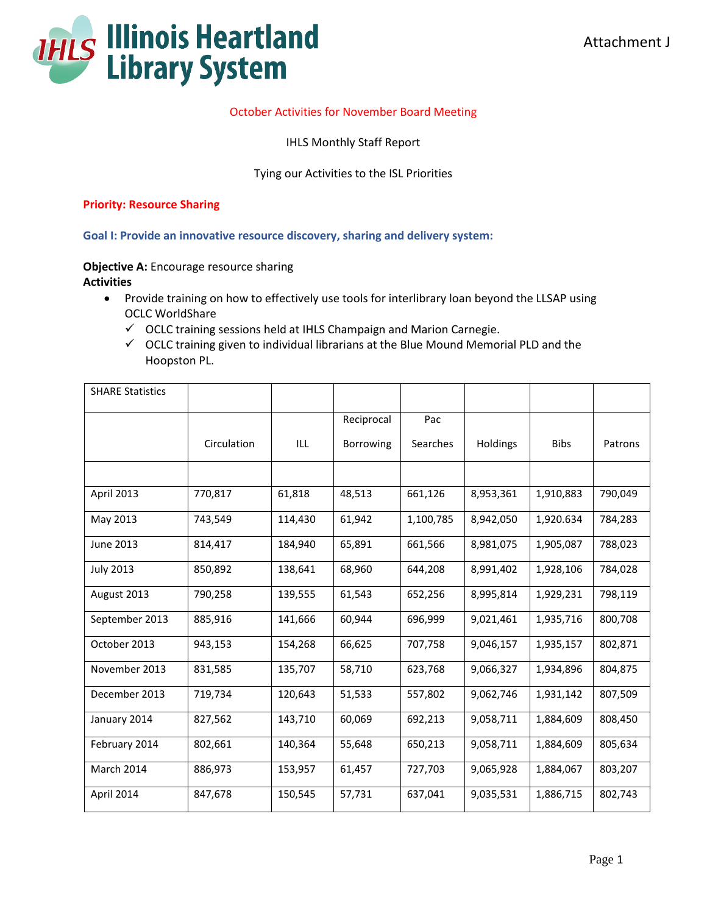# Illinois Heartland Library System

Attachment J

October Activities for November Board Meeting

IHLS Monthly Staff Report

Tying our Activities to the ISL Priorities

**Priority: Resource Sharing**

**Goal I: Provide an innovative resource discovery, sharing and delivery system:**

**Objective A:** Encourage resource sharing

**Activities**

- Provide training on how to effectively use tools for interlibrary loan beyond the LLSAP using OCLC WorldShare
  - ✓ OCLC training sessions held at IHLS Champaign and Marion Carnegie.
  - ✓ OCLC training given to individual librarians at the Blue Mound Memorial PLD and the Hoopston PL.

| SHARE Statistics | | | | | | | |
|---|---|---|---|---|---|---|---|
| | Circulation | ILL | Reciprocal Borrowing | Pac Searches | Holdings | Bibs | Patrons |
| | | | | | | | |
| April 2013 | 770,817 | 61,818 | 48,513 | 661,126 | 8,953,361 | 1,910,883 | 790,049 |
| May 2013 | 743,549 | 114,430 | 61,942 | 1,100,785 | 8,942,050 | 1,920.634 | 784,283 |
| June 2013 | 814,417 | 184,940 | 65,891 | 661,566 | 8,981,075 | 1,905,087 | 788,023 |
| July 2013 | 850,892 | 138,641 | 68,960 | 644,208 | 8,991,402 | 1,928,106 | 784,028 |
| August 2013 | 790,258 | 139,555 | 61,543 | 652,256 | 8,995,814 | 1,929,231 | 798,119 |
| September 2013 | 885,916 | 141,666 | 60,944 | 696,999 | 9,021,461 | 1,935,716 | 800,708 |
| October 2013 | 943,153 | 154,268 | 66,625 | 707,758 | 9,046,157 | 1,935,157 | 802,871 |
| November 2013 | 831,585 | 135,707 | 58,710 | 623,768 | 9,066,327 | 1,934,896 | 804,875 |
| December 2013 | 719,734 | 120,643 | 51,533 | 557,802 | 9,062,746 | 1,931,142 | 807,509 |
| January 2014 | 827,562 | 143,710 | 60,069 | 692,213 | 9,058,711 | 1,884,609 | 808,450 |
| February 2014 | 802,661 | 140,364 | 55,648 | 650,213 | 9,058,711 | 1,884,609 | 805,634 |
| March 2014 | 886,973 | 153,957 | 61,457 | 727,703 | 9,065,928 | 1,884,067 | 803,207 |
| April 2014 | 847,678 | 150,545 | 57,731 | 637,041 | 9,035,531 | 1,886,715 | 802,743 |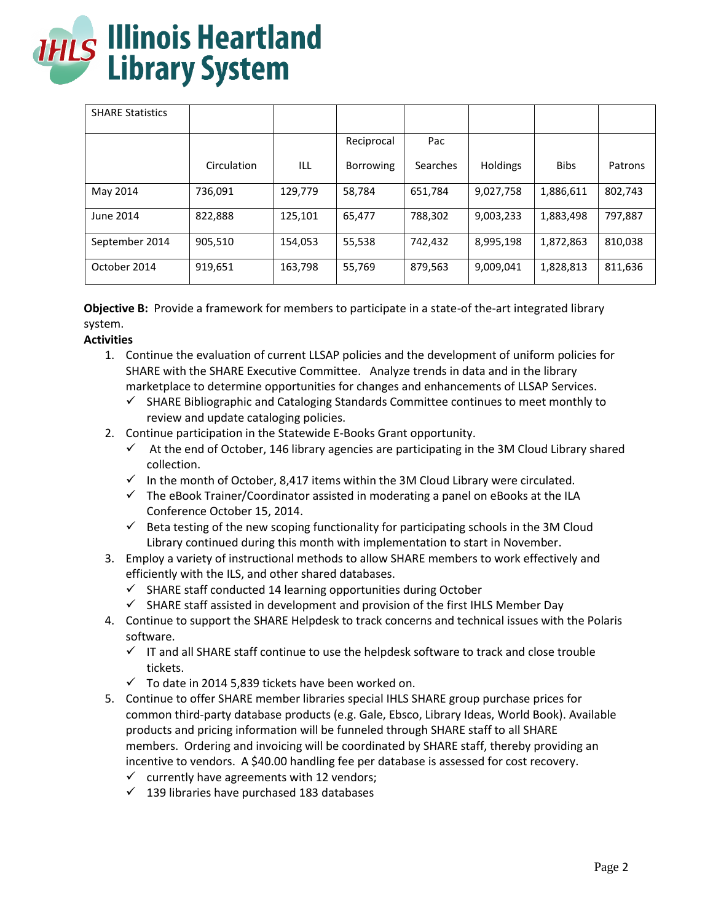| SHARE Statistics | | | | | | | |
|---|---|---|---|---|---|---|---|
| | Circulation | ILL | Reciprocal Borrowing | Pac Searches | Holdings | Bibs | Patrons |
| May 2014 | 736,091 | 129,779 | 58,784 | 651,784 | 9,027,758 | 1,886,611 | 802,743 |
| June 2014 | 822,888 | 125,101 | 65,477 | 788,302 | 9,003,233 | 1,883,498 | 797,887 |
| September 2014 | 905,510 | 154,053 | 55,538 | 742,432 | 8,995,198 | 1,872,863 | 810,038 |
| October 2014 | 919,651 | 163,798 | 55,769 | 879,563 | 9,009,041 | 1,828,813 | 811,636 |

**Objective B:** Provide a framework for members to participate in a state-of the-art integrated library system.

**Activities**

1. Continue the evaluation of current LLSAP policies and the development of uniform policies for SHARE with the SHARE Executive Committee. Analyze trends in data and in the library marketplace to determine opportunities for changes and enhancements of LLSAP Services.
   - ✓ SHARE Bibliographic and Cataloging Standards Committee continues to meet monthly to review and update cataloging policies.
2. Continue participation in the Statewide E-Books Grant opportunity.
   - ✓ At the end of October, 146 library agencies are participating in the 3M Cloud Library shared collection.
   - ✓ In the month of October, 8,417 items within the 3M Cloud Library were circulated.
   - ✓ The eBook Trainer/Coordinator assisted in moderating a panel on eBooks at the ILA Conference October 15, 2014.
   - ✓ Beta testing of the new scoping functionality for participating schools in the 3M Cloud Library continued during this month with implementation to start in November.
3. Employ a variety of instructional methods to allow SHARE members to work effectively and efficiently with the ILS, and other shared databases.
   - ✓ SHARE staff conducted 14 learning opportunities during October
   - ✓ SHARE staff assisted in development and provision of the first IHLS Member Day
4. Continue to support the SHARE Helpdesk to track concerns and technical issues with the Polaris software.
   - ✓ IT and all SHARE staff continue to use the helpdesk software to track and close trouble tickets.
   - ✓ To date in 2014 5,839 tickets have been worked on.
5. Continue to offer SHARE member libraries special IHLS SHARE group purchase prices for common third-party database products (e.g. Gale, Ebsco, Library Ideas, World Book). Available products and pricing information will be funneled through SHARE staff to all SHARE members. Ordering and invoicing will be coordinated by SHARE staff, thereby providing an incentive to vendors. A $40.00 handling fee per database is assessed for cost recovery.
   - ✓ currently have agreements with 12 vendors;
   - ✓ 139 libraries have purchased 183 databases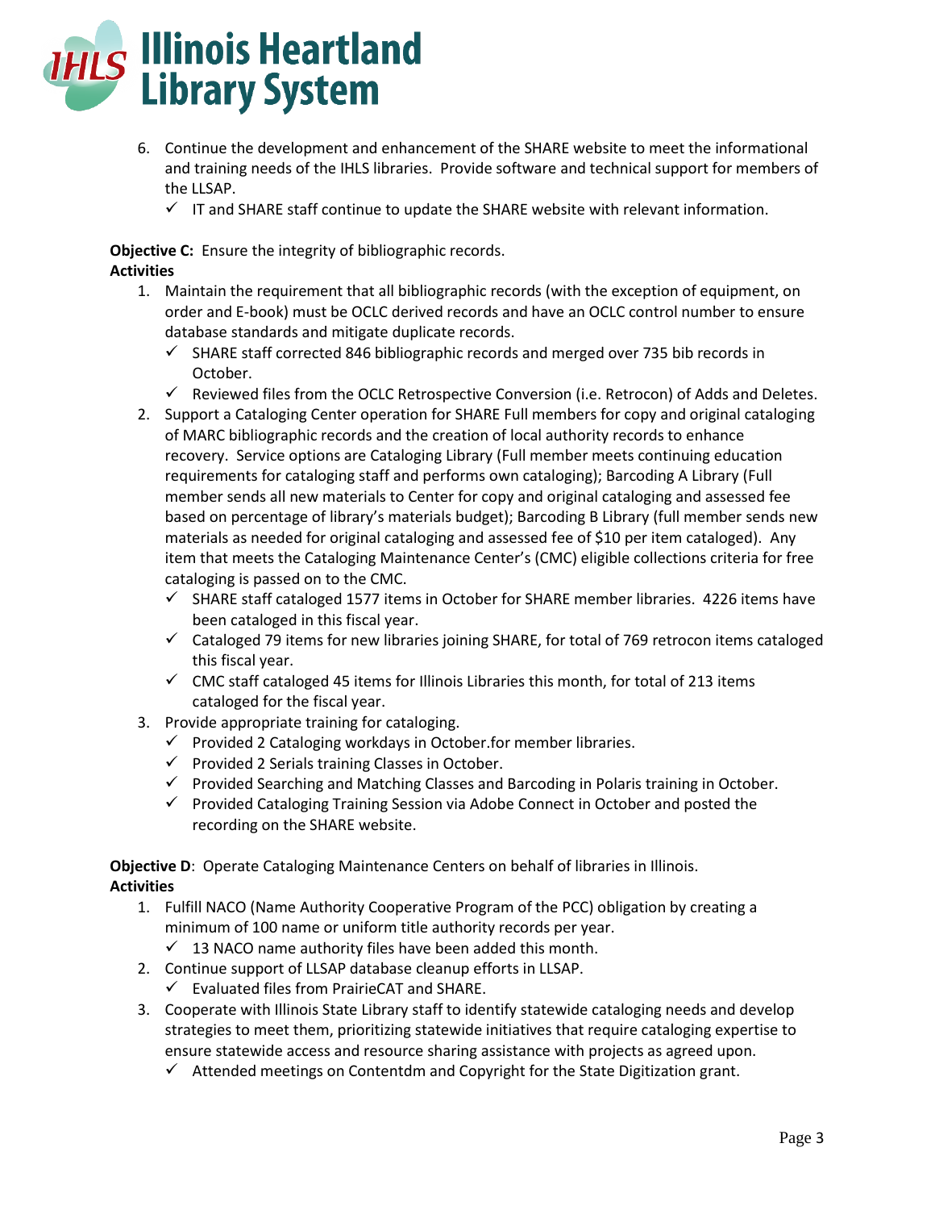6. Continue the development and enhancement of the SHARE website to meet the informational and training needs of the IHLS libraries. Provide software and technical support for members of the LLSAP.
   - ✓ IT and SHARE staff continue to update the SHARE website with relevant information.

**Objective C:** Ensure the integrity of bibliographic records.
**Activities**

1. Maintain the requirement that all bibliographic records (with the exception of equipment, on order and E-book) must be OCLC derived records and have an OCLC control number to ensure database standards and mitigate duplicate records.
   - ✓ SHARE staff corrected 846 bibliographic records and merged over 735 bib records in October.
   - ✓ Reviewed files from the OCLC Retrospective Conversion (i.e. Retrocon) of Adds and Deletes.
2. Support a Cataloging Center operation for SHARE Full members for copy and original cataloging of MARC bibliographic records and the creation of local authority records to enhance recovery. Service options are Cataloging Library (Full member meets continuing education requirements for cataloging staff and performs own cataloging); Barcoding A Library (Full member sends all new materials to Center for copy and original cataloging and assessed fee based on percentage of library's materials budget); Barcoding B Library (full member sends new materials as needed for original cataloging and assessed fee of $10 per item cataloged). Any item that meets the Cataloging Maintenance Center's (CMC) eligible collections criteria for free cataloging is passed on to the CMC.
   - ✓ SHARE staff cataloged 1577 items in October for SHARE member libraries. 4226 items have been cataloged in this fiscal year.
   - ✓ Cataloged 79 items for new libraries joining SHARE, for total of 769 retrocon items cataloged this fiscal year.
   - ✓ CMC staff cataloged 45 items for Illinois Libraries this month, for total of 213 items cataloged for the fiscal year.
3. Provide appropriate training for cataloging.
   - ✓ Provided 2 Cataloging workdays in October.for member libraries.
   - ✓ Provided 2 Serials training Classes in October.
   - ✓ Provided Searching and Matching Classes and Barcoding in Polaris training in October.
   - ✓ Provided Cataloging Training Session via Adobe Connect in October and posted the recording on the SHARE website.

**Objective D**: Operate Cataloging Maintenance Centers on behalf of libraries in Illinois.
**Activities**

1. Fulfill NACO (Name Authority Cooperative Program of the PCC) obligation by creating a minimum of 100 name or uniform title authority records per year.
   - ✓ 13 NACO name authority files have been added this month.
2. Continue support of LLSAP database cleanup efforts in LLSAP.
   - ✓ Evaluated files from PrairieCAT and SHARE.
3. Cooperate with Illinois State Library staff to identify statewide cataloging needs and develop strategies to meet them, prioritizing statewide initiatives that require cataloging expertise to ensure statewide access and resource sharing assistance with projects as agreed upon.
   - ✓ Attended meetings on Contentdm and Copyright for the State Digitization grant.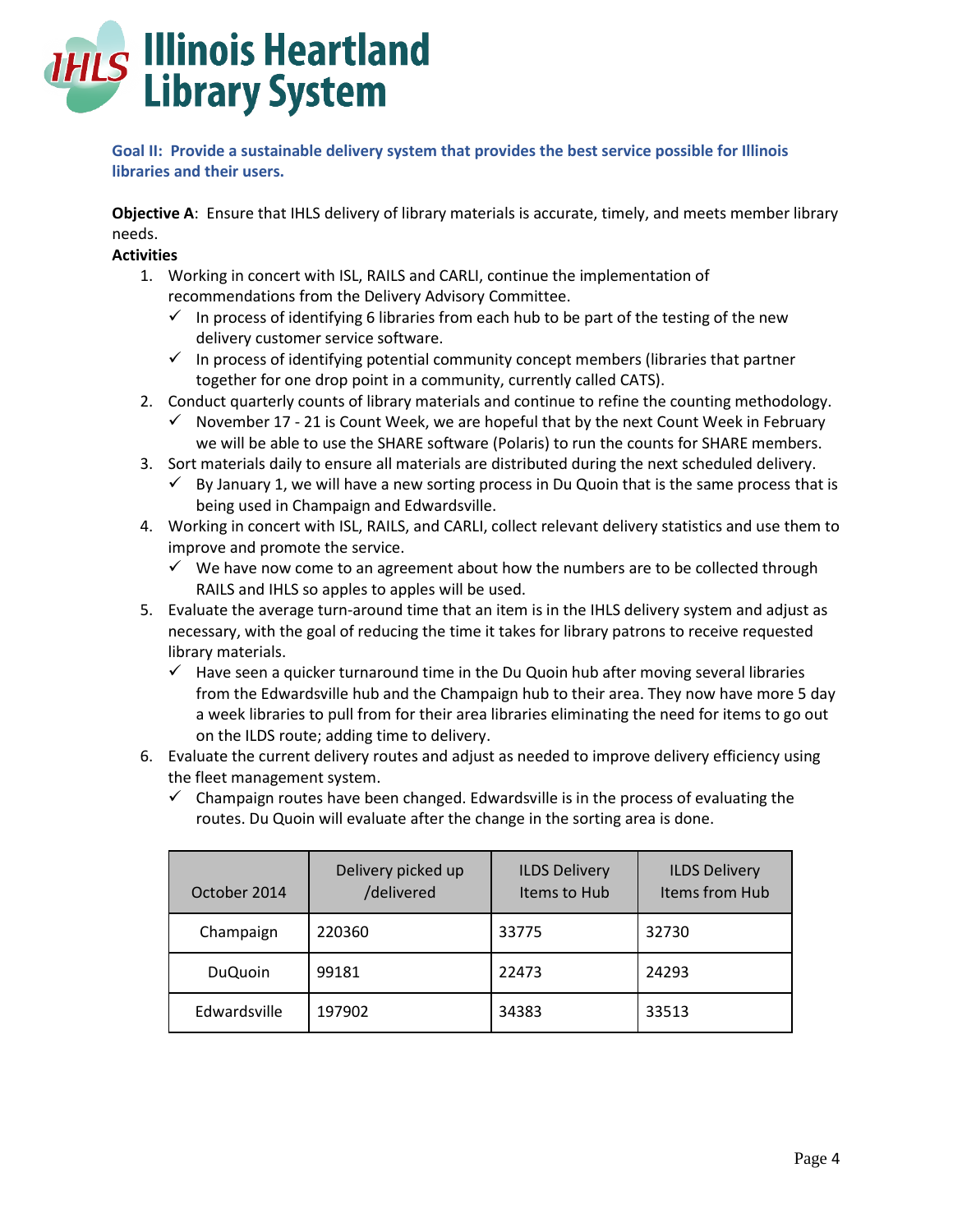# Illinois Heartland Library System

**Goal II: Provide a sustainable delivery system that provides the best service possible for Illinois libraries and their users.**

**Objective A**: Ensure that IHLS delivery of library materials is accurate, timely, and meets member library needs.

**Activities**

1. Working in concert with ISL, RAILS and CARLI, continue the implementation of recommendations from the Delivery Advisory Committee.
   - ✓ In process of identifying 6 libraries from each hub to be part of the testing of the new delivery customer service software.
   - ✓ In process of identifying potential community concept members (libraries that partner together for one drop point in a community, currently called CATS).
2. Conduct quarterly counts of library materials and continue to refine the counting methodology.
   - ✓ November 17 - 21 is Count Week, we are hopeful that by the next Count Week in February we will be able to use the SHARE software (Polaris) to run the counts for SHARE members.
3. Sort materials daily to ensure all materials are distributed during the next scheduled delivery.
   - ✓ By January 1, we will have a new sorting process in Du Quoin that is the same process that is being used in Champaign and Edwardsville.
4. Working in concert with ISL, RAILS, and CARLI, collect relevant delivery statistics and use them to improve and promote the service.
   - ✓ We have now come to an agreement about how the numbers are to be collected through RAILS and IHLS so apples to apples will be used.
5. Evaluate the average turn-around time that an item is in the IHLS delivery system and adjust as necessary, with the goal of reducing the time it takes for library patrons to receive requested library materials.
   - ✓ Have seen a quicker turnaround time in the Du Quoin hub after moving several libraries from the Edwardsville hub and the Champaign hub to their area. They now have more 5 day a week libraries to pull from for their area libraries eliminating the need for items to go out on the ILDS route; adding time to delivery.
6. Evaluate the current delivery routes and adjust as needed to improve delivery efficiency using the fleet management system.
   - ✓ Champaign routes have been changed. Edwardsville is in the process of evaluating the routes. Du Quoin will evaluate after the change in the sorting area is done.

| October 2014 | Delivery picked up /delivered | ILDS Delivery Items to Hub | ILDS Delivery Items from Hub |
|---|---|---|---|
| Champaign | 220360 | 33775 | 32730 |
| DuQuoin | 99181 | 22473 | 24293 |
| Edwardsville | 197902 | 34383 | 33513 |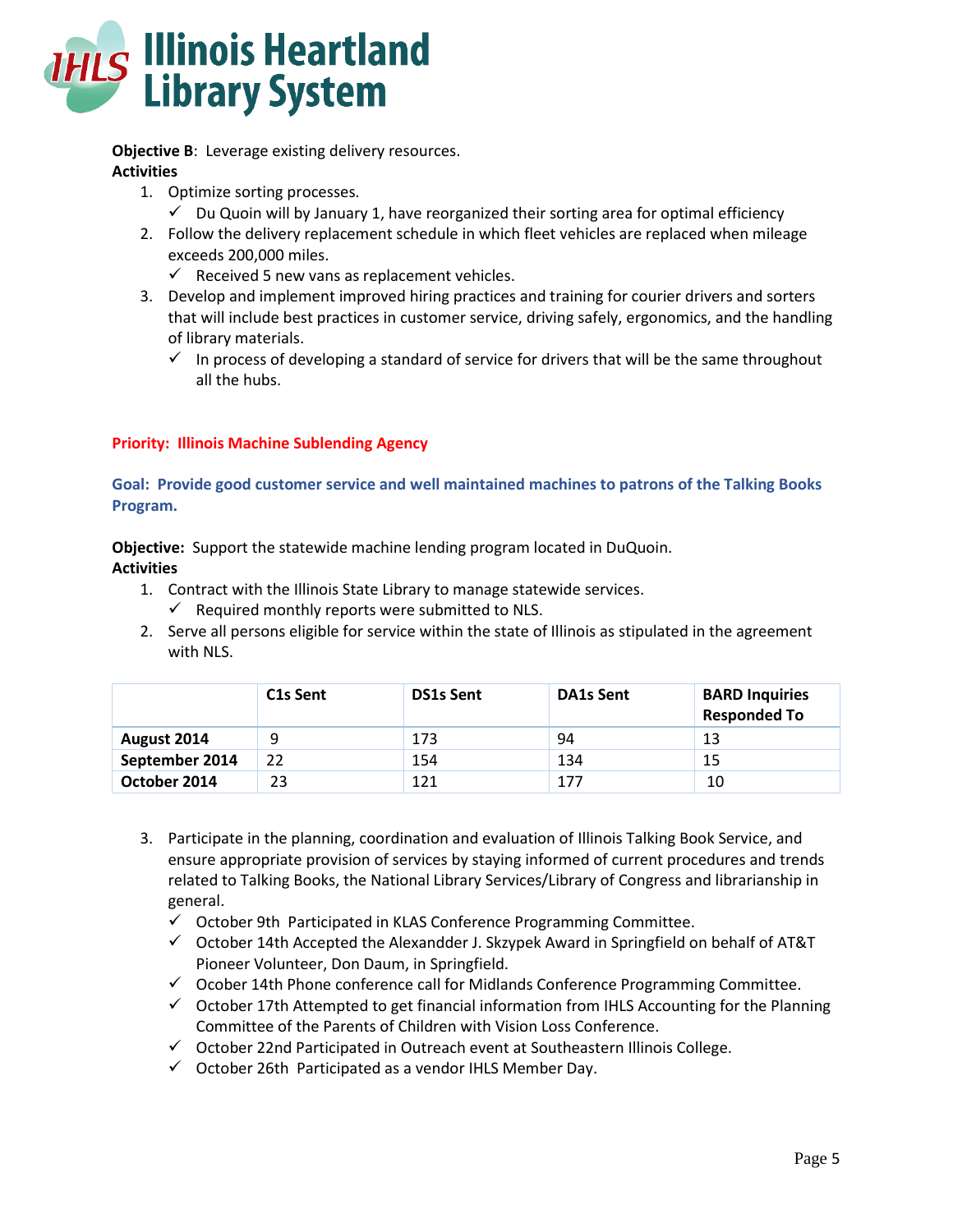**Objective B**: Leverage existing delivery resources.

**Activities**

1. Optimize sorting processes.
   - ✓ Du Quoin will by January 1, have reorganized their sorting area for optimal efficiency
2. Follow the delivery replacement schedule in which fleet vehicles are replaced when mileage exceeds 200,000 miles.
   - ✓ Received 5 new vans as replacement vehicles.
3. Develop and implement improved hiring practices and training for courier drivers and sorters that will include best practices in customer service, driving safely, ergonomics, and the handling of library materials.
   - ✓ In process of developing a standard of service for drivers that will be the same throughout all the hubs.

**Priority: Illinois Machine Sublending Agency**

**Goal: Provide good customer service and well maintained machines to patrons of the Talking Books Program.**

**Objective:** Support the statewide machine lending program located in DuQuoin.

**Activities**

1. Contract with the Illinois State Library to manage statewide services.
   - ✓ Required monthly reports were submitted to NLS.
2. Serve all persons eligible for service within the state of Illinois as stipulated in the agreement with NLS.

| | C1s Sent | DS1s Sent | DA1s Sent | BARD Inquiries Responded To |
|---|---|---|---|---|
| **August 2014** | 9 | 173 | 94 | 13 |
| **September 2014** | 22 | 154 | 134 | 15 |
| **October 2014** | 23 | 121 | 177 | 10 |

3. Participate in the planning, coordination and evaluation of Illinois Talking Book Service, and ensure appropriate provision of services by staying informed of current procedures and trends related to Talking Books, the National Library Services/Library of Congress and librarianship in general.
   - ✓ October 9th Participated in KLAS Conference Programming Committee.
   - ✓ October 14th Accepted the Alexandder J. Skzypek Award in Springfield on behalf of AT&T Pioneer Volunteer, Don Daum, in Springfield.
   - ✓ Ocober 14th Phone conference call for Midlands Conference Programming Committee.
   - ✓ October 17th Attempted to get financial information from IHLS Accounting for the Planning Committee of the Parents of Children with Vision Loss Conference.
   - ✓ October 22nd Participated in Outreach event at Southeastern Illinois College.
   - ✓ October 26th Participated as a vendor IHLS Member Day.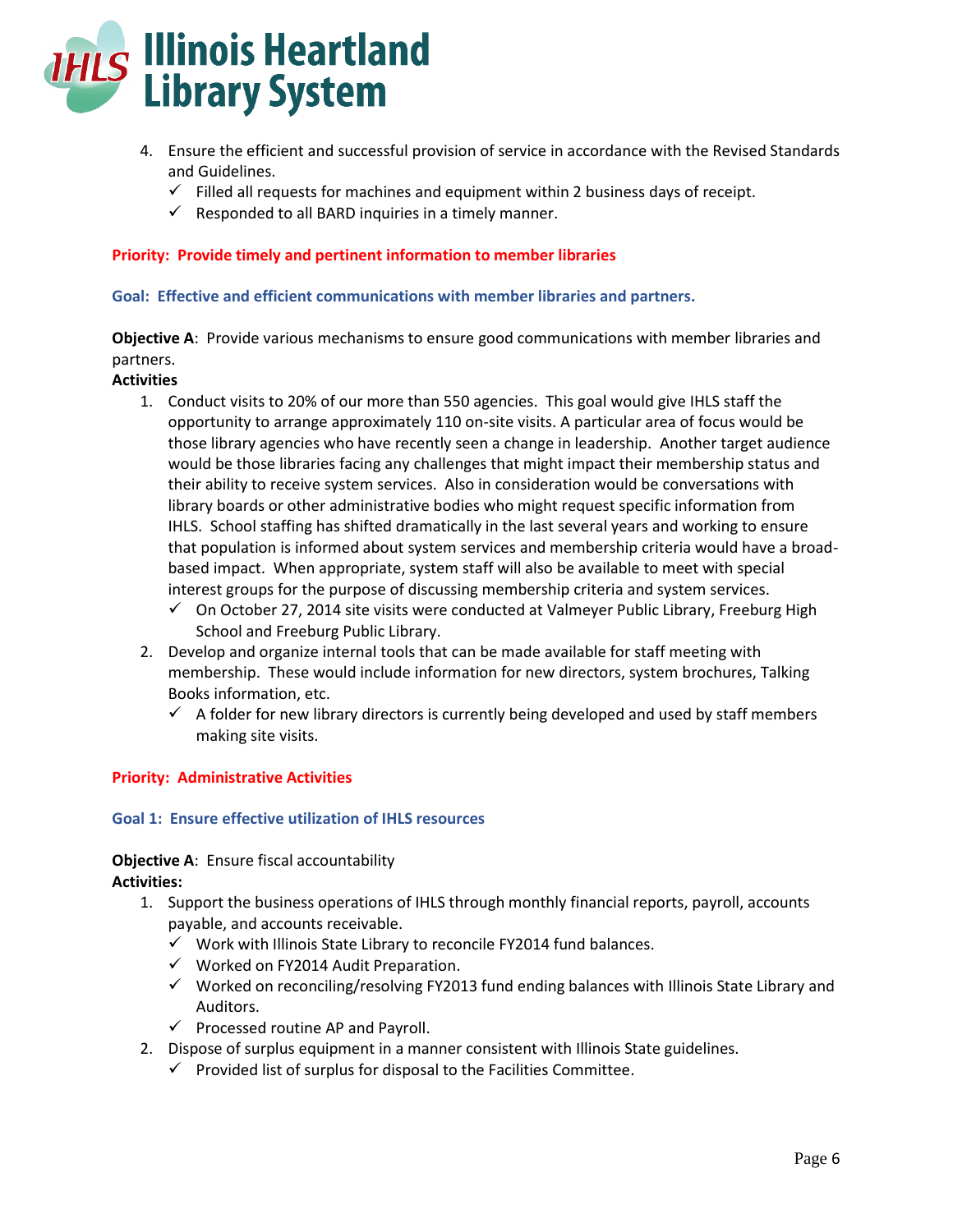4. Ensure the efficient and successful provision of service in accordance with the Revised Standards and Guidelines.
   - ✓ Filled all requests for machines and equipment within 2 business days of receipt.
   - ✓ Responded to all BARD inquiries in a timely manner.

**Priority: Provide timely and pertinent information to member libraries**

**Goal: Effective and efficient communications with member libraries and partners.**

**Objective A**: Provide various mechanisms to ensure good communications with member libraries and partners.

**Activities**

1. Conduct visits to 20% of our more than 550 agencies. This goal would give IHLS staff the opportunity to arrange approximately 110 on-site visits. A particular area of focus would be those library agencies who have recently seen a change in leadership. Another target audience would be those libraries facing any challenges that might impact their membership status and their ability to receive system services. Also in consideration would be conversations with library boards or other administrative bodies who might request specific information from IHLS. School staffing has shifted dramatically in the last several years and working to ensure that population is informed about system services and membership criteria would have a broad-based impact. When appropriate, system staff will also be available to meet with special interest groups for the purpose of discussing membership criteria and system services.
   - ✓ On October 27, 2014 site visits were conducted at Valmeyer Public Library, Freeburg High School and Freeburg Public Library.
2. Develop and organize internal tools that can be made available for staff meeting with membership. These would include information for new directors, system brochures, Talking Books information, etc.
   - ✓ A folder for new library directors is currently being developed and used by staff members making site visits.

**Priority: Administrative Activities**

**Goal 1: Ensure effective utilization of IHLS resources**

**Objective A**: Ensure fiscal accountability

**Activities:**

1. Support the business operations of IHLS through monthly financial reports, payroll, accounts payable, and accounts receivable.
   - ✓ Work with Illinois State Library to reconcile FY2014 fund balances.
   - ✓ Worked on FY2014 Audit Preparation.
   - ✓ Worked on reconciling/resolving FY2013 fund ending balances with Illinois State Library and Auditors.
   - ✓ Processed routine AP and Payroll.
2. Dispose of surplus equipment in a manner consistent with Illinois State guidelines.
   - ✓ Provided list of surplus for disposal to the Facilities Committee.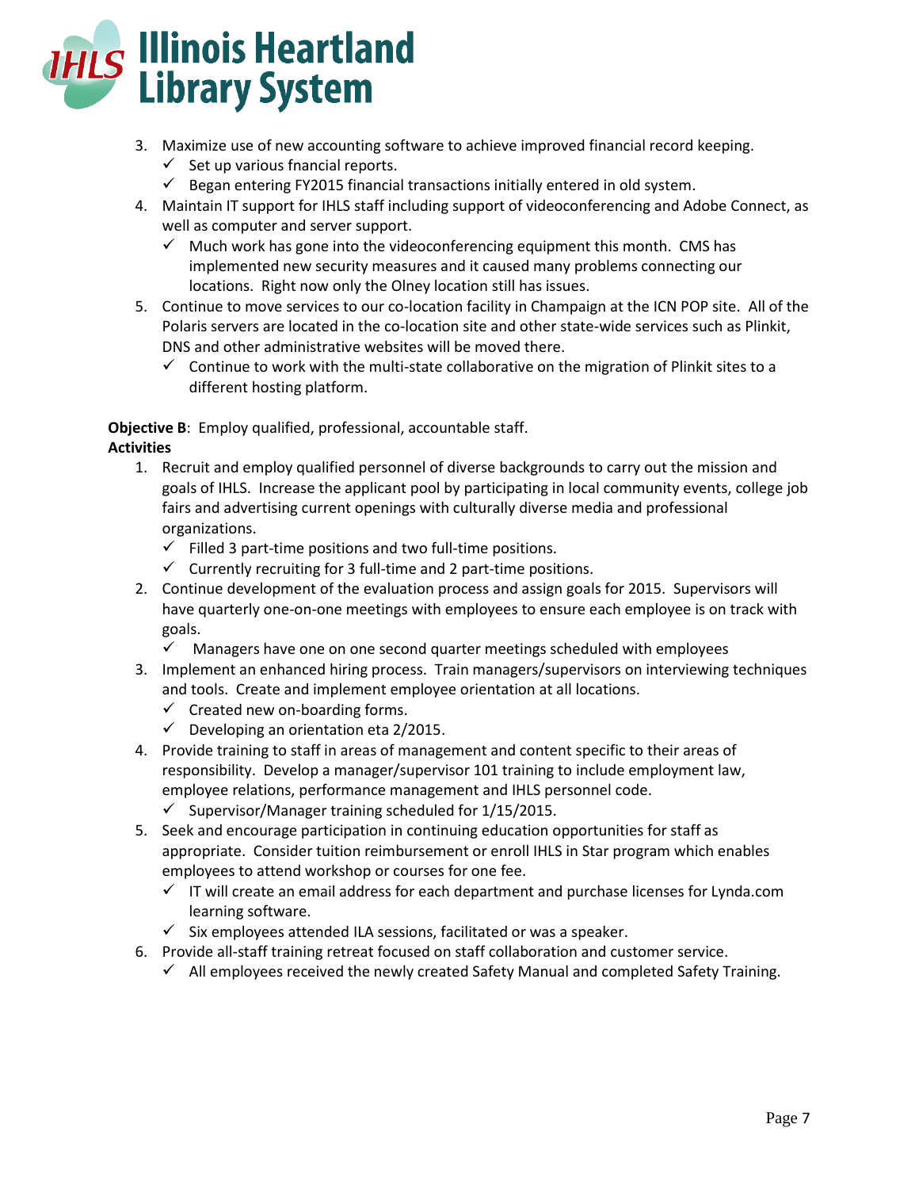3. Maximize use of new accounting software to achieve improved financial record keeping.
   - ✓ Set up various fnancial reports.
   - ✓ Began entering FY2015 financial transactions initially entered in old system.
4. Maintain IT support for IHLS staff including support of videoconferencing and Adobe Connect, as well as computer and server support.
   - ✓ Much work has gone into the videoconferencing equipment this month. CMS has implemented new security measures and it caused many problems connecting our locations. Right now only the Olney location still has issues.
5. Continue to move services to our co-location facility in Champaign at the ICN POP site. All of the Polaris servers are located in the co-location site and other state-wide services such as Plinkit, DNS and other administrative websites will be moved there.
   - ✓ Continue to work with the multi-state collaborative on the migration of Plinkit sites to a different hosting platform.

**Objective B**: Employ qualified, professional, accountable staff.

**Activities**

1. Recruit and employ qualified personnel of diverse backgrounds to carry out the mission and goals of IHLS. Increase the applicant pool by participating in local community events, college job fairs and advertising current openings with culturally diverse media and professional organizations.
   - ✓ Filled 3 part-time positions and two full-time positions.
   - ✓ Currently recruiting for 3 full-time and 2 part-time positions.
2. Continue development of the evaluation process and assign goals for 2015. Supervisors will have quarterly one-on-one meetings with employees to ensure each employee is on track with goals.
   - ✓ Managers have one on one second quarter meetings scheduled with employees
3. Implement an enhanced hiring process. Train managers/supervisors on interviewing techniques and tools. Create and implement employee orientation at all locations.
   - ✓ Created new on-boarding forms.
   - ✓ Developing an orientation eta 2/2015.
4. Provide training to staff in areas of management and content specific to their areas of responsibility. Develop a manager/supervisor 101 training to include employment law, employee relations, performance management and IHLS personnel code.
   - ✓ Supervisor/Manager training scheduled for 1/15/2015.
5. Seek and encourage participation in continuing education opportunities for staff as appropriate. Consider tuition reimbursement or enroll IHLS in Star program which enables employees to attend workshop or courses for one fee.
   - ✓ IT will create an email address for each department and purchase licenses for Lynda.com learning software.
   - ✓ Six employees attended ILA sessions, facilitated or was a speaker.
6. Provide all-staff training retreat focused on staff collaboration and customer service.
   - ✓ All employees received the newly created Safety Manual and completed Safety Training.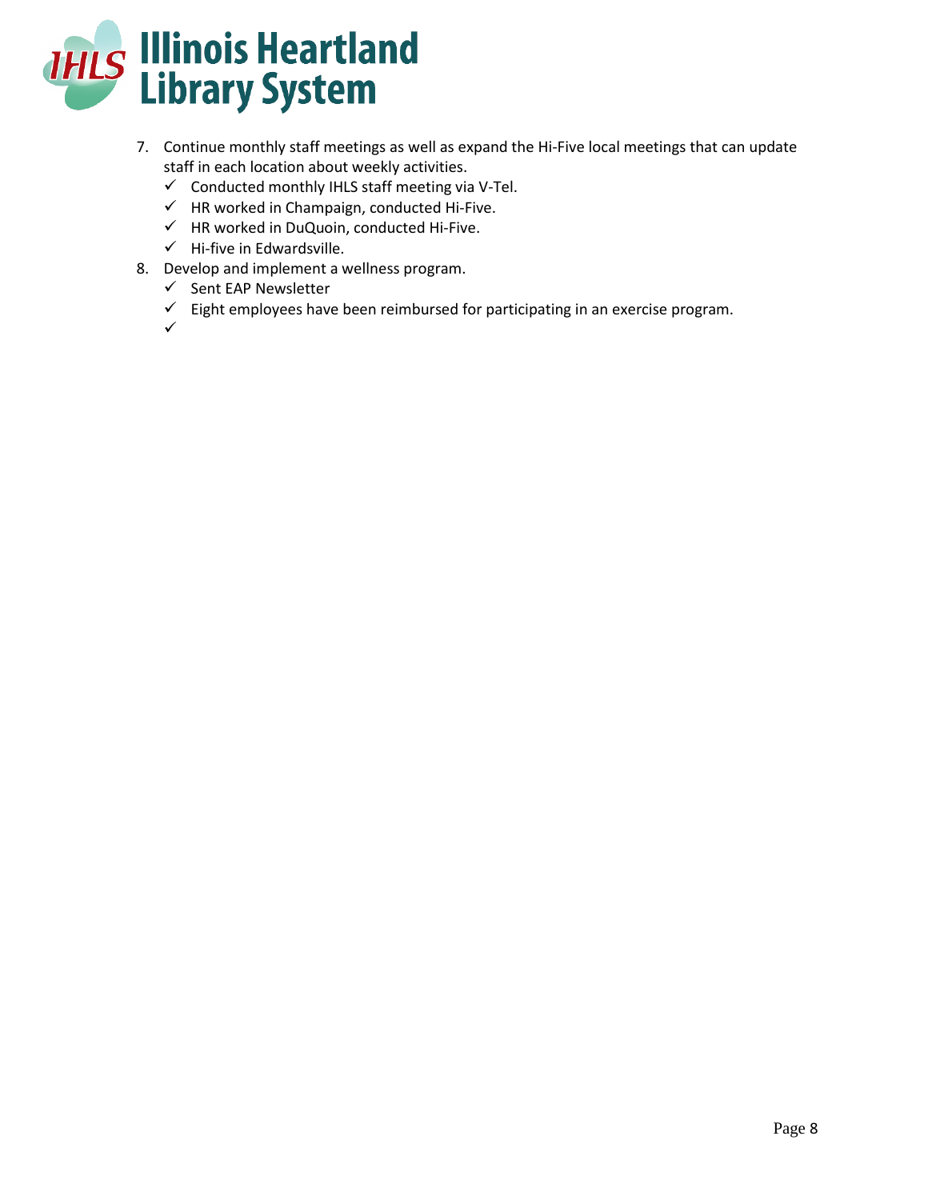7. Continue monthly staff meetings as well as expand the Hi-Five local meetings that can update staff in each location about weekly activities.
   - ✓ Conducted monthly IHLS staff meeting via V-Tel.
   - ✓ HR worked in Champaign, conducted Hi-Five.
   - ✓ HR worked in DuQuoin, conducted Hi-Five.
   - ✓ Hi-five in Edwardsville.
8. Develop and implement a wellness program.
   - ✓ Sent EAP Newsletter
   - ✓ Eight employees have been reimbursed for participating in an exercise program.
   - ✓